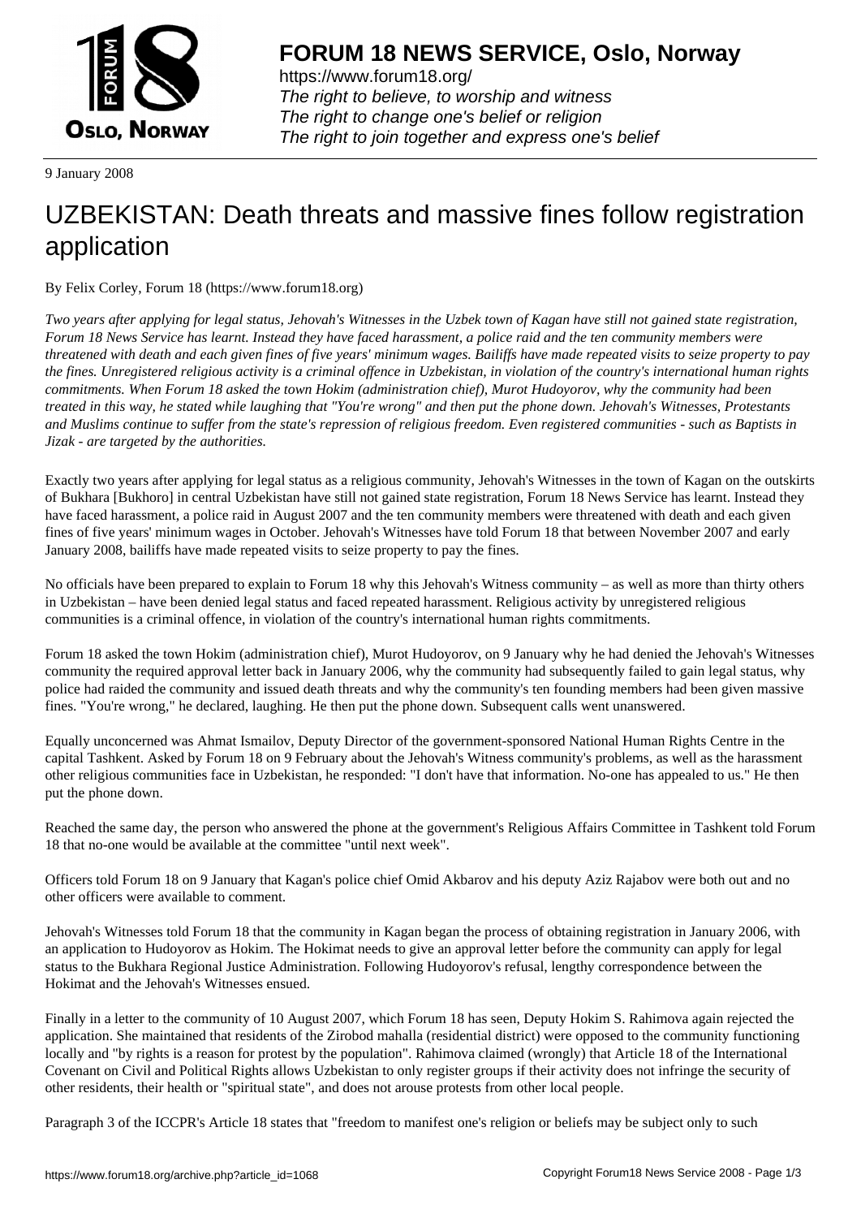# FORUM 18 NEWS SERVICE, Oslo, Norway

https://www.forum18.org/
*The right to believe, to worship and witness*
*The right to change one's belief or religion*
*The right to join together and express one's belief*

9 January 2008

# UZBEKISTAN: Death threats and massive fines follow registration application

By Felix Corley, Forum 18 (https://www.forum18.org)

*Two years after applying for legal status, Jehovah's Witnesses in the Uzbek town of Kagan have still not gained state registration, Forum 18 News Service has learnt. Instead they have faced harassment, a police raid and the ten community members were threatened with death and each given fines of five years' minimum wages. Bailiffs have made repeated visits to seize property to pay the fines. Unregistered religious activity is a criminal offence in Uzbekistan, in violation of the country's international human rights commitments. When Forum 18 asked the town Hokim (administration chief), Murot Hudoyorov, why the community had been treated in this way, he stated while laughing that "You're wrong" and then put the phone down. Jehovah's Witnesses, Protestants and Muslims continue to suffer from the state's repression of religious freedom. Even registered communities - such as Baptists in Jizak - are targeted by the authorities.*

Exactly two years after applying for legal status as a religious community, Jehovah's Witnesses in the town of Kagan on the outskirts of Bukhara [Bukhoro] in central Uzbekistan have still not gained state registration, Forum 18 News Service has learnt. Instead they have faced harassment, a police raid in August 2007 and the ten community members were threatened with death and each given fines of five years' minimum wages in October. Jehovah's Witnesses have told Forum 18 that between November 2007 and early January 2008, bailiffs have made repeated visits to seize property to pay the fines.

No officials have been prepared to explain to Forum 18 why this Jehovah's Witness community – as well as more than thirty others in Uzbekistan – have been denied legal status and faced repeated harassment. Religious activity by unregistered religious communities is a criminal offence, in violation of the country's international human rights commitments.

Forum 18 asked the town Hokim (administration chief), Murot Hudoyorov, on 9 January why he had denied the Jehovah's Witnesses community the required approval letter back in January 2006, why the community had subsequently failed to gain legal status, why police had raided the community and issued death threats and why the community's ten founding members had been given massive fines. "You're wrong," he declared, laughing. He then put the phone down. Subsequent calls went unanswered.

Equally unconcerned was Ahmat Ismailov, Deputy Director of the government-sponsored National Human Rights Centre in the capital Tashkent. Asked by Forum 18 on 9 February about the Jehovah's Witness community's problems, as well as the harassment other religious communities face in Uzbekistan, he responded: "I don't have that information. No-one has appealed to us." He then put the phone down.

Reached the same day, the person who answered the phone at the government's Religious Affairs Committee in Tashkent told Forum 18 that no-one would be available at the committee "until next week".

Officers told Forum 18 on 9 January that Kagan's police chief Omid Akbarov and his deputy Aziz Rajabov were both out and no other officers were available to comment.

Jehovah's Witnesses told Forum 18 that the community in Kagan began the process of obtaining registration in January 2006, with an application to Hudoyorov as Hokim. The Hokimat needs to give an approval letter before the community can apply for legal status to the Bukhara Regional Justice Administration. Following Hudoyorov's refusal, lengthy correspondence between the Hokimat and the Jehovah's Witnesses ensued.

Finally in a letter to the community of 10 August 2007, which Forum 18 has seen, Deputy Hokim S. Rahimova again rejected the application. She maintained that residents of the Zirobod mahalla (residential district) were opposed to the community functioning locally and "by rights is a reason for protest by the population". Rahimova claimed (wrongly) that Article 18 of the International Covenant on Civil and Political Rights allows Uzbekistan to only register groups if their activity does not infringe the security of other residents, their health or "spiritual state", and does not arouse protests from other local people.

Paragraph 3 of the ICCPR's Article 18 states that "freedom to manifest one's religion or beliefs may be subject only to such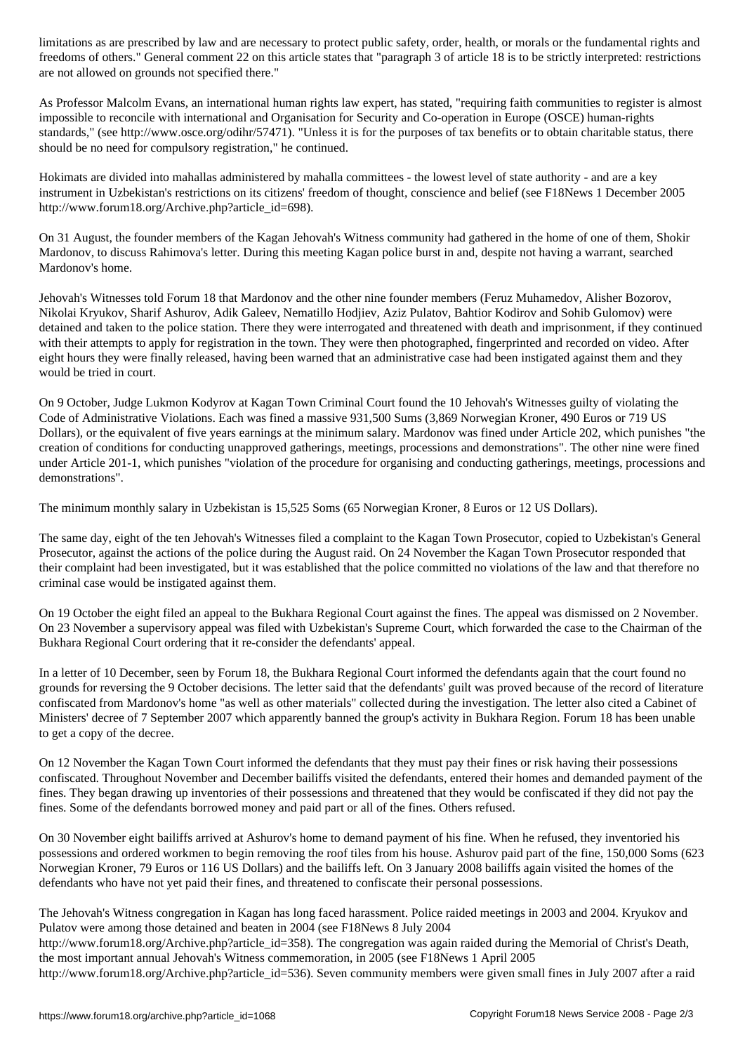limitations as are prescribed by law and are necessary to protect public safety, order, health, or morals or the fundamental rights and freedoms of others." General comment 22 on this article states that "paragraph 3 of article 18 is to be strictly interpreted: restrictions are not allowed on grounds not specified there."

As Professor Malcolm Evans, an international human rights law expert, has stated, "requiring faith communities to register is almost impossible to reconcile with international and Organisation for Security and Co-operation in Europe (OSCE) human-rights standards," (see http://www.osce.org/odihr/57471). "Unless it is for the purposes of tax benefits or to obtain charitable status, there should be no need for compulsory registration," he continued.

Hokimats are divided into mahallas administered by mahalla committees - the lowest level of state authority - and are a key instrument in Uzbekistan's restrictions on its citizens' freedom of thought, conscience and belief (see F18News 1 December 2005 http://www.forum18.org/Archive.php?article_id=698).

On 31 August, the founder members of the Kagan Jehovah's Witness community had gathered in the home of one of them, Shokir Mardonov, to discuss Rahimova's letter. During this meeting Kagan police burst in and, despite not having a warrant, searched Mardonov's home.

Jehovah's Witnesses told Forum 18 that Mardonov and the other nine founder members (Feruz Muhamedov, Alisher Bozorov, Nikolai Kryukov, Sharif Ashurov, Adik Galeev, Nematillo Hodjiev, Aziz Pulatov, Bahtior Kodirov and Sohib Gulomov) were detained and taken to the police station. There they were interrogated and threatened with death and imprisonment, if they continued with their attempts to apply for registration in the town. They were then photographed, fingerprinted and recorded on video. After eight hours they were finally released, having been warned that an administrative case had been instigated against them and they would be tried in court.

On 9 October, Judge Lukmon Kodyrov at Kagan Town Criminal Court found the 10 Jehovah's Witnesses guilty of violating the Code of Administrative Violations. Each was fined a massive 931,500 Sums (3,869 Norwegian Kroner, 490 Euros or 719 US Dollars), or the equivalent of five years earnings at the minimum salary. Mardonov was fined under Article 202, which punishes "the creation of conditions for conducting unapproved gatherings, meetings, processions and demonstrations". The other nine were fined under Article 201-1, which punishes "violation of the procedure for organising and conducting gatherings, meetings, processions and demonstrations".

The minimum monthly salary in Uzbekistan is 15,525 Soms (65 Norwegian Kroner, 8 Euros or 12 US Dollars).

The same day, eight of the ten Jehovah's Witnesses filed a complaint to the Kagan Town Prosecutor, copied to Uzbekistan's General Prosecutor, against the actions of the police during the August raid. On 24 November the Kagan Town Prosecutor responded that their complaint had been investigated, but it was established that the police committed no violations of the law and that therefore no criminal case would be instigated against them.

On 19 October the eight filed an appeal to the Bukhara Regional Court against the fines. The appeal was dismissed on 2 November. On 23 November a supervisory appeal was filed with Uzbekistan's Supreme Court, which forwarded the case to the Chairman of the Bukhara Regional Court ordering that it re-consider the defendants' appeal.

In a letter of 10 December, seen by Forum 18, the Bukhara Regional Court informed the defendants again that the court found no grounds for reversing the 9 October decisions. The letter said that the defendants' guilt was proved because of the record of literature confiscated from Mardonov's home "as well as other materials" collected during the investigation. The letter also cited a Cabinet of Ministers' decree of 7 September 2007 which apparently banned the group's activity in Bukhara Region. Forum 18 has been unable to get a copy of the decree.

On 12 November the Kagan Town Court informed the defendants that they must pay their fines or risk having their possessions confiscated. Throughout November and December bailiffs visited the defendants, entered their homes and demanded payment of the fines. They began drawing up inventories of their possessions and threatened that they would be confiscated if they did not pay the fines. Some of the defendants borrowed money and paid part or all of the fines. Others refused.

On 30 November eight bailiffs arrived at Ashurov's home to demand payment of his fine. When he refused, they inventoried his possessions and ordered workmen to begin removing the roof tiles from his house. Ashurov paid part of the fine, 150,000 Soms (623 Norwegian Kroner, 79 Euros or 116 US Dollars) and the bailiffs left. On 3 January 2008 bailiffs again visited the homes of the defendants who have not yet paid their fines, and threatened to confiscate their personal possessions.

The Jehovah's Witness congregation in Kagan has long faced harassment. Police raided meetings in 2003 and 2004. Kryukov and Pulatov were among those detained and beaten in 2004 (see F18News 8 July 2004 http://www.forum18.org/Archive.php?article_id=358). The congregation was again raided during the Memorial of Christ's Death, the most important annual Jehovah's Witness commemoration, in 2005 (see F18News 1 April 2005 http://www.forum18.org/Archive.php?article_id=536). Seven community members were given small fines in July 2007 after a raid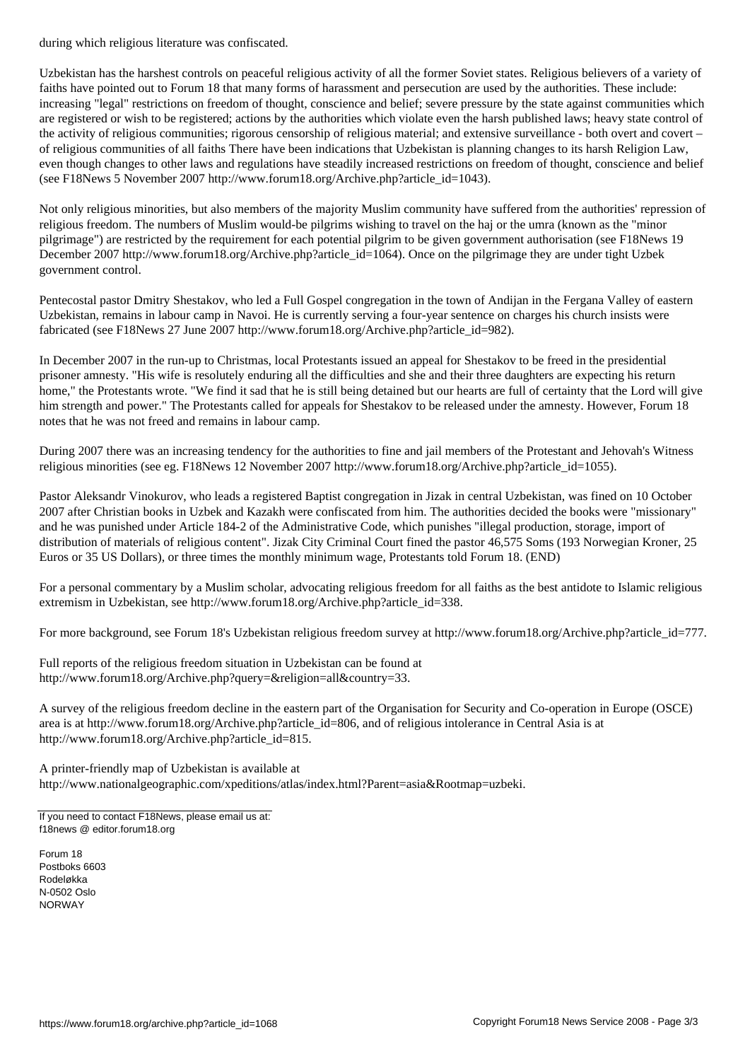during which religious literature was confiscated.

Uzbekistan has the harshest controls on peaceful religious activity of all the former Soviet states. Religious believers of a variety of faiths have pointed out to Forum 18 that many forms of harassment and persecution are used by the authorities. These include: increasing "legal" restrictions on freedom of thought, conscience and belief; severe pressure by the state against communities which are registered or wish to be registered; actions by the authorities which violate even the harsh published laws; heavy state control of the activity of religious communities; rigorous censorship of religious material; and extensive surveillance - both overt and covert – of religious communities of all faiths There have been indications that Uzbekistan is planning changes to its harsh Religion Law, even though changes to other laws and regulations have steadily increased restrictions on freedom of thought, conscience and belief (see F18News 5 November 2007 http://www.forum18.org/Archive.php?article_id=1043).

Not only religious minorities, but also members of the majority Muslim community have suffered from the authorities' repression of religious freedom. The numbers of Muslim would-be pilgrims wishing to travel on the haj or the umra (known as the "minor pilgrimage") are restricted by the requirement for each potential pilgrim to be given government authorisation (see F18News 19 December 2007 http://www.forum18.org/Archive.php?article_id=1064). Once on the pilgrimage they are under tight Uzbek government control.

Pentecostal pastor Dmitry Shestakov, who led a Full Gospel congregation in the town of Andijan in the Fergana Valley of eastern Uzbekistan, remains in labour camp in Navoi. He is currently serving a four-year sentence on charges his church insists were fabricated (see F18News 27 June 2007 http://www.forum18.org/Archive.php?article_id=982).

In December 2007 in the run-up to Christmas, local Protestants issued an appeal for Shestakov to be freed in the presidential prisoner amnesty. "His wife is resolutely enduring all the difficulties and she and their three daughters are expecting his return home," the Protestants wrote. "We find it sad that he is still being detained but our hearts are full of certainty that the Lord will give him strength and power." The Protestants called for appeals for Shestakov to be released under the amnesty. However, Forum 18 notes that he was not freed and remains in labour camp.

During 2007 there was an increasing tendency for the authorities to fine and jail members of the Protestant and Jehovah's Witness religious minorities (see eg. F18News 12 November 2007 http://www.forum18.org/Archive.php?article_id=1055).

Pastor Aleksandr Vinokurov, who leads a registered Baptist congregation in Jizak in central Uzbekistan, was fined on 10 October 2007 after Christian books in Uzbek and Kazakh were confiscated from him. The authorities decided the books were "missionary" and he was punished under Article 184-2 of the Administrative Code, which punishes "illegal production, storage, import of distribution of materials of religious content". Jizak City Criminal Court fined the pastor 46,575 Soms (193 Norwegian Kroner, 25 Euros or 35 US Dollars), or three times the monthly minimum wage, Protestants told Forum 18. (END)

For a personal commentary by a Muslim scholar, advocating religious freedom for all faiths as the best antidote to Islamic religious extremism in Uzbekistan, see http://www.forum18.org/Archive.php?article_id=338.

For more background, see Forum 18's Uzbekistan religious freedom survey at http://www.forum18.org/Archive.php?article_id=777.

Full reports of the religious freedom situation in Uzbekistan can be found at http://www.forum18.org/Archive.php?query=&religion=all&country=33.

A survey of the religious freedom decline in the eastern part of the Organisation for Security and Co-operation in Europe (OSCE) area is at http://www.forum18.org/Archive.php?article_id=806, and of religious intolerance in Central Asia is at http://www.forum18.org/Archive.php?article_id=815.

A printer-friendly map of Uzbekistan is available at http://www.nationalgeographic.com/xpeditions/atlas/index.html?Parent=asia&Rootmap=uzbeki.

If you need to contact F18News, please email us at:
f18news @ editor.forum18.org

Forum 18
Postboks 6603
Rodeløkka
N-0502 Oslo
NORWAY